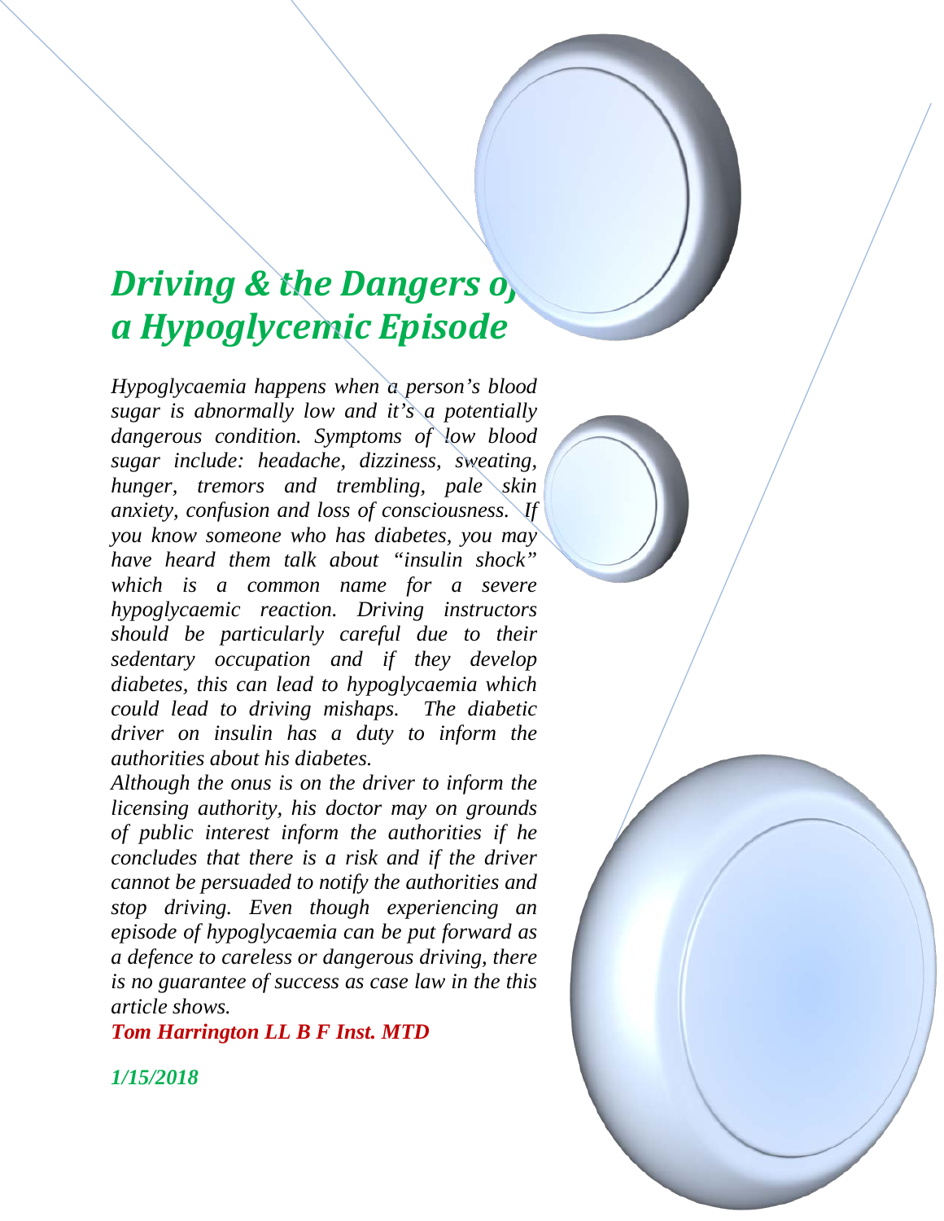# *Driving & the Dangers of a Hypoglycemic Episode*

*Hypoglycaemia happens when a person's blood sugar is abnormally low and it's a potentially dangerous condition. Symptoms of low blood sugar include: headache, dizziness, sweating, hunger, tremors and trembling, pale skin anxiety, confusion and loss of consciousness. If you know someone who has diabetes, you may have heard them talk about "insulin shock" which is a common name for a severe hypoglycaemic reaction. Driving instructors should be particularly careful due to their sedentary occupation and if they develop diabetes, this can lead to hypoglycaemia which could lead to driving mishaps. The diabetic driver on insulin has a duty to inform the authorities about his diabetes.*

*Although the onus is on the driver to inform the licensing authority, his doctor may on grounds of public interest inform the authorities if he concludes that there is a risk and if the driver cannot be persuaded to notify the authorities and stop driving. Even though experiencing an episode of hypoglycaemia can be put forward as a defence to careless or dangerous driving, there is no guarantee of success as case law in the this article shows.*

***Tom Harrington LL B F Inst. MTD***

***1/15/2018***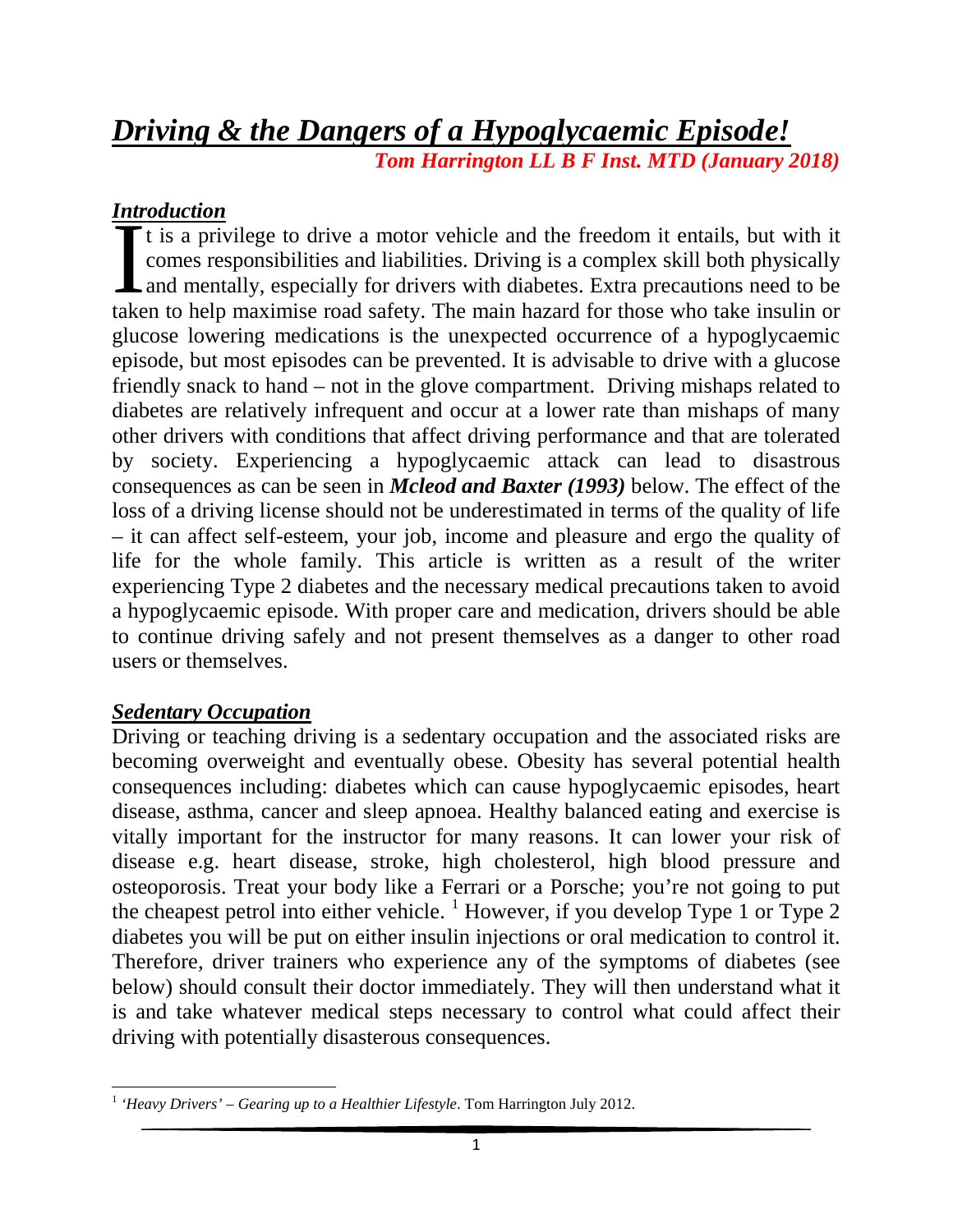# *Driving & the Dangers of a Hypoglycaemic Episode!*

***Tom Harrington LL B F Inst. MTD (January 2018)***

## *Introduction*

It is a privilege to drive a motor vehicle and the freedom it entails, but with it comes responsibilities and liabilities. Driving is a complex skill both physically and mentally, especially for drivers with diabetes. Extra precautions need to be taken to help maximise road safety. The main hazard for those who take insulin or glucose lowering medications is the unexpected occurrence of a hypoglycaemic episode, but most episodes can be prevented. It is advisable to drive with a glucose friendly snack to hand – not in the glove compartment. Driving mishaps related to diabetes are relatively infrequent and occur at a lower rate than mishaps of many other drivers with conditions that affect driving performance and that are tolerated by society. Experiencing a hypoglycaemic attack can lead to disastrous consequences as can be seen in ***Mcleod and Baxter (1993)*** below. The effect of the loss of a driving license should not be underestimated in terms of the quality of life – it can affect self-esteem, your job, income and pleasure and ergo the quality of life for the whole family. This article is written as a result of the writer experiencing Type 2 diabetes and the necessary medical precautions taken to avoid a hypoglycaemic episode. With proper care and medication, drivers should be able to continue driving safely and not present themselves as a danger to other road users or themselves.

## *Sedentary Occupation*

Driving or teaching driving is a sedentary occupation and the associated risks are becoming overweight and eventually obese. Obesity has several potential health consequences including: diabetes which can cause hypoglycaemic episodes, heart disease, asthma, cancer and sleep apnoea. Healthy balanced eating and exercise is vitally important for the instructor for many reasons. It can lower your risk of disease e.g. heart disease, stroke, high cholesterol, high blood pressure and osteoporosis. Treat your body like a Ferrari or a Porsche; you're not going to put the cheapest petrol into either vehicle. [1] However, if you develop Type 1 or Type 2 diabetes you will be put on either insulin injections or oral medication to control it. Therefore, driver trainers who experience any of the symptoms of diabetes (see below) should consult their doctor immediately. They will then understand what it is and take whatever medical steps necessary to control what could affect their driving with potentially disasterous consequences.

---

[1] *'Heavy Drivers' – Gearing up to a Healthier Lifestyle*. Tom Harrington July 2012.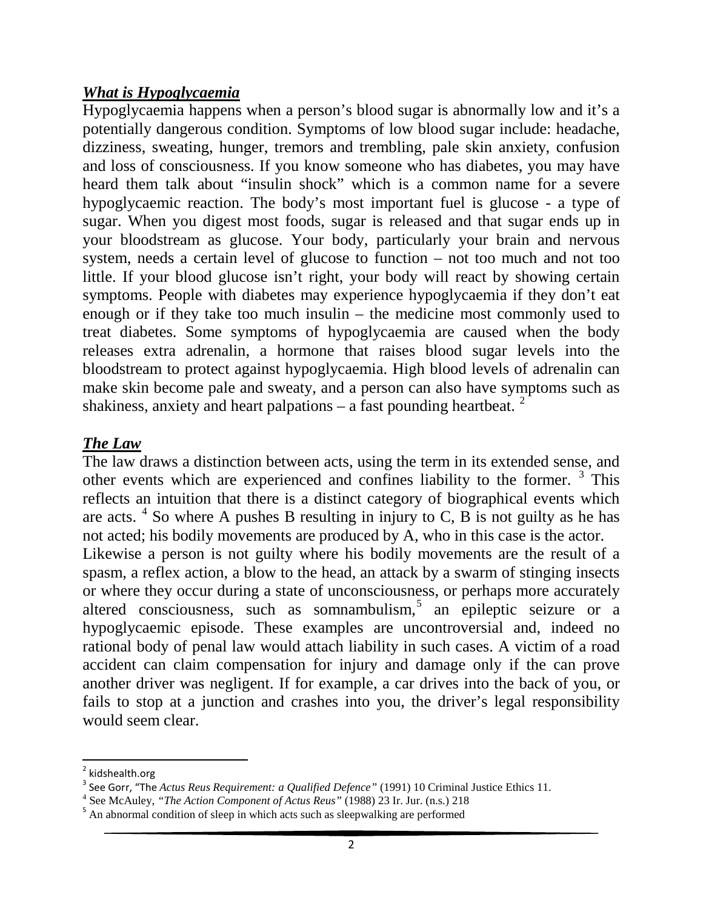## ***What is Hypoglycaemia***

Hypoglycaemia happens when a person's blood sugar is abnormally low and it's a potentially dangerous condition. Symptoms of low blood sugar include: headache, dizziness, sweating, hunger, tremors and trembling, pale skin anxiety, confusion and loss of consciousness. If you know someone who has diabetes, you may have heard them talk about "insulin shock" which is a common name for a severe hypoglycaemic reaction. The body's most important fuel is glucose - a type of sugar. When you digest most foods, sugar is released and that sugar ends up in your bloodstream as glucose. Your body, particularly your brain and nervous system, needs a certain level of glucose to function – not too much and not too little. If your blood glucose isn't right, your body will react by showing certain symptoms. People with diabetes may experience hypoglycaemia if they don't eat enough or if they take too much insulin – the medicine most commonly used to treat diabetes. Some symptoms of hypoglycaemia are caused when the body releases extra adrenalin, a hormone that raises blood sugar levels into the bloodstream to protect against hypoglycaemia. High blood levels of adrenalin can make skin become pale and sweaty, and a person can also have symptoms such as shakiness, anxiety and heart palpations – a fast pounding heartbeat. [2]

## ***The Law***

The law draws a distinction between acts, using the term in its extended sense, and other events which are experienced and confines liability to the former. [3] This reflects an intuition that there is a distinct category of biographical events which are acts. [4] So where A pushes B resulting in injury to C, B is not guilty as he has not acted; his bodily movements are produced by A, who in this case is the actor.

Likewise a person is not guilty where his bodily movements are the result of a spasm, a reflex action, a blow to the head, an attack by a swarm of stinging insects or where they occur during a state of unconsciousness, or perhaps more accurately altered consciousness, such as somnambulism,[5] an epileptic seizure or a hypoglycaemic episode. These examples are uncontroversial and, indeed no rational body of penal law would attach liability in such cases. A victim of a road accident can claim compensation for injury and damage only if the can prove another driver was negligent. If for example, a car drives into the back of you, or fails to stop at a junction and crashes into you, the driver's legal responsibility would seem clear.

---

[2] kidshealth.org

[3] See Gorr, "The *Actus Reus Requirement: a Qualified Defence"* (1991) 10 Criminal Justice Ethics 11.

[4] See McAuley, *"The Action Component of Actus Reus"* (1988) 23 Ir. Jur. (n.s.) 218

[5] An abnormal condition of sleep in which acts such as sleepwalking are performed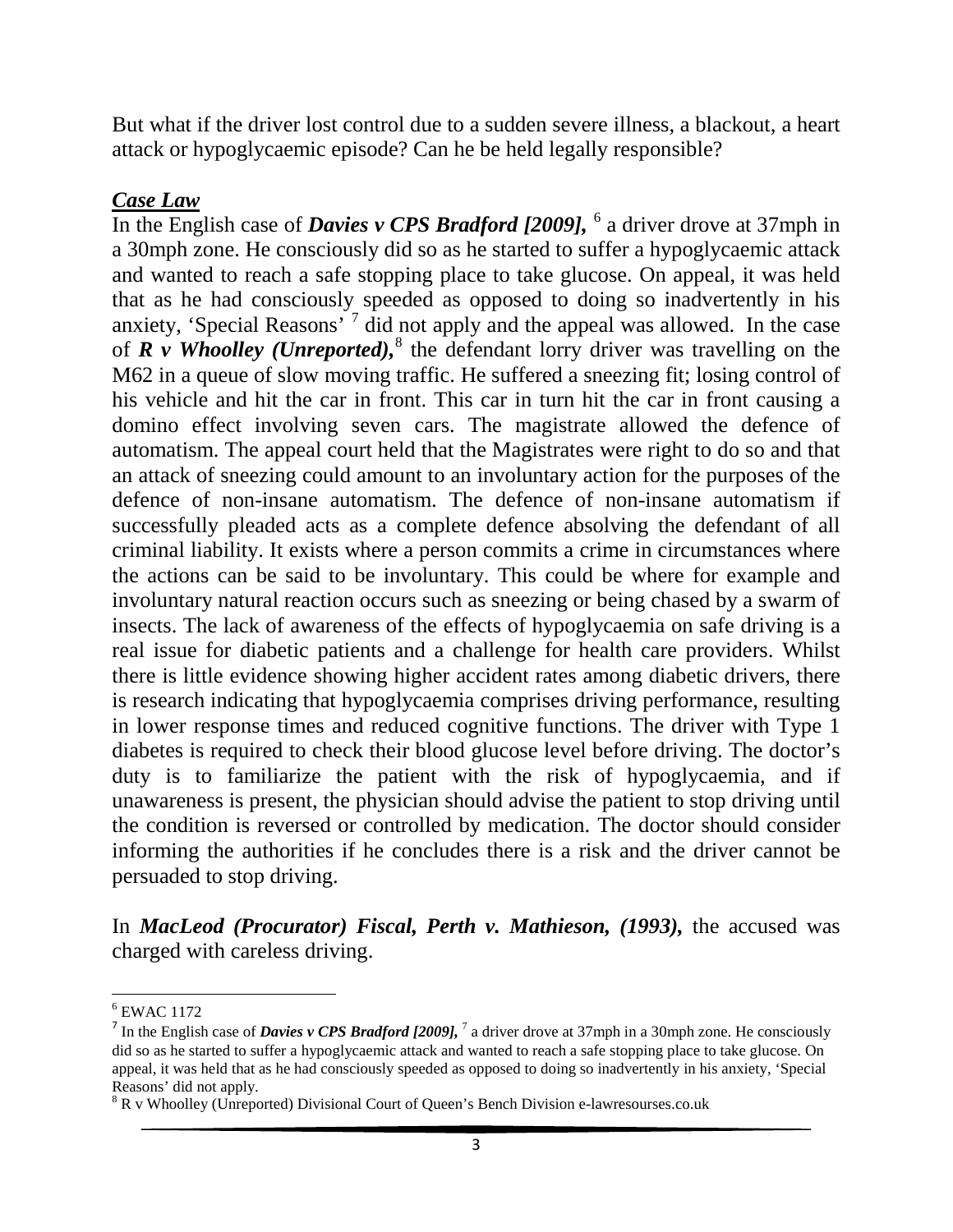But what if the driver lost control due to a sudden severe illness, a blackout, a heart attack or hypoglycaemic episode? Can he be held legally responsible?

***Case Law***

In the English case of ***Davies v CPS Bradford [2009],*** [6] a driver drove at 37mph in a 30mph zone. He consciously did so as he started to suffer a hypoglycaemic attack and wanted to reach a safe stopping place to take glucose. On appeal, it was held that as he had consciously speeded as opposed to doing so inadvertently in his anxiety, 'Special Reasons' [7] did not apply and the appeal was allowed. In the case of ***R v Whoolley (Unreported),*** [8] the defendant lorry driver was travelling on the M62 in a queue of slow moving traffic. He suffered a sneezing fit; losing control of his vehicle and hit the car in front. This car in turn hit the car in front causing a domino effect involving seven cars. The magistrate allowed the defence of automatism. The appeal court held that the Magistrates were right to do so and that an attack of sneezing could amount to an involuntary action for the purposes of the defence of non-insane automatism. The defence of non-insane automatism if successfully pleaded acts as a complete defence absolving the defendant of all criminal liability. It exists where a person commits a crime in circumstances where the actions can be said to be involuntary. This could be where for example and involuntary natural reaction occurs such as sneezing or being chased by a swarm of insects. The lack of awareness of the effects of hypoglycaemia on safe driving is a real issue for diabetic patients and a challenge for health care providers. Whilst there is little evidence showing higher accident rates among diabetic drivers, there is research indicating that hypoglycaemia comprises driving performance, resulting in lower response times and reduced cognitive functions. The driver with Type 1 diabetes is required to check their blood glucose level before driving. The doctor's duty is to familiarize the patient with the risk of hypoglycaemia, and if unawareness is present, the physician should advise the patient to stop driving until the condition is reversed or controlled by medication. The doctor should consider informing the authorities if he concludes there is a risk and the driver cannot be persuaded to stop driving.

In ***MacLeod (Procurator) Fiscal, Perth v. Mathieson, (1993),*** the accused was charged with careless driving.

---

[6] EWAC 1172

[7] In the English case of ***Davies v CPS Bradford [2009],*** [7] a driver drove at 37mph in a 30mph zone. He consciously did so as he started to suffer a hypoglycaemic attack and wanted to reach a safe stopping place to take glucose. On appeal, it was held that as he had consciously speeded as opposed to doing so inadvertently in his anxiety, 'Special Reasons' did not apply.

[8] R v Whoolley (Unreported) Divisional Court of Queen's Bench Division e-lawresourses.co.uk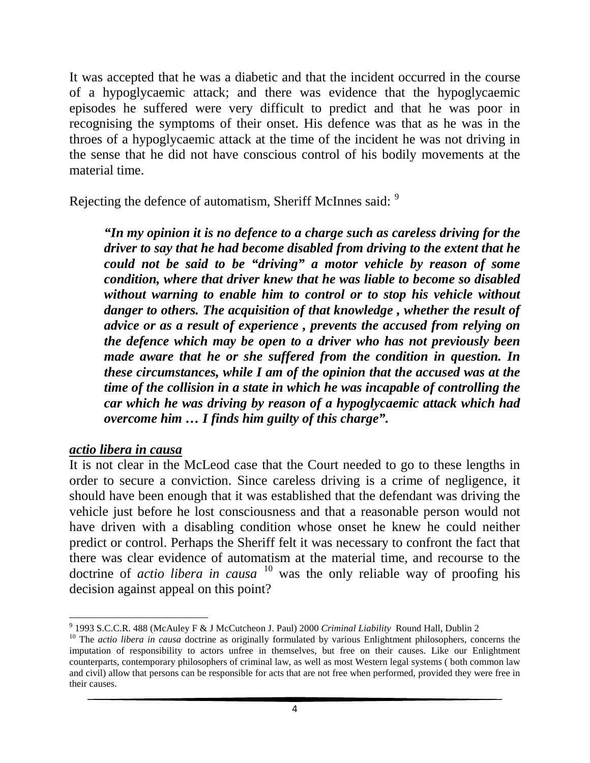It was accepted that he was a diabetic and that the incident occurred in the course of a hypoglycaemic attack; and there was evidence that the hypoglycaemic episodes he suffered were very difficult to predict and that he was poor in recognising the symptoms of their onset. His defence was that as he was in the throes of a hypoglycaemic attack at the time of the incident he was not driving in the sense that he did not have conscious control of his bodily movements at the material time.

Rejecting the defence of automatism, Sheriff McInnes said: [9]

> ***"In my opinion it is no defence to a charge such as careless driving for the driver to say that he had become disabled from driving to the extent that he could not be said to be "driving" a motor vehicle by reason of some condition, where that driver knew that he was liable to become so disabled without warning to enable him to control or to stop his vehicle without danger to others. The acquisition of that knowledge , whether the result of advice or as a result of experience , prevents the accused from relying on the defence which may be open to a driver who has not previously been made aware that he or she suffered from the condition in question. In these circumstances, while I am of the opinion that the accused was at the time of the collision in a state in which he was incapable of controlling the car which he was driving by reason of a hypoglycaemic attack which had overcome him … I finds him guilty of this charge".***

***actio libera in causa***

It is not clear in the McLeod case that the Court needed to go to these lengths in order to secure a conviction. Since careless driving is a crime of negligence, it should have been enough that it was established that the defendant was driving the vehicle just before he lost consciousness and that a reasonable person would not have driven with a disabling condition whose onset he knew he could neither predict or control. Perhaps the Sheriff felt it was necessary to confront the fact that there was clear evidence of automatism at the material time, and recourse to the doctrine of *actio libera in causa* [10] was the only reliable way of proofing his decision against appeal on this point?

---

[9] 1993 S.C.C.R. 488 (McAuley F & J McCutcheon J. Paul) 2000 *Criminal Liability* Round Hall, Dublin 2

[10] The *actio libera in causa* doctrine as originally formulated by various Enlightment philosophers, concerns the imputation of responsibility to actors unfree in themselves, but free on their causes. Like our Enlightment counterparts, contemporary philosophers of criminal law, as well as most Western legal systems ( both common law and civil) allow that persons can be responsible for acts that are not free when performed, provided they were free in their causes.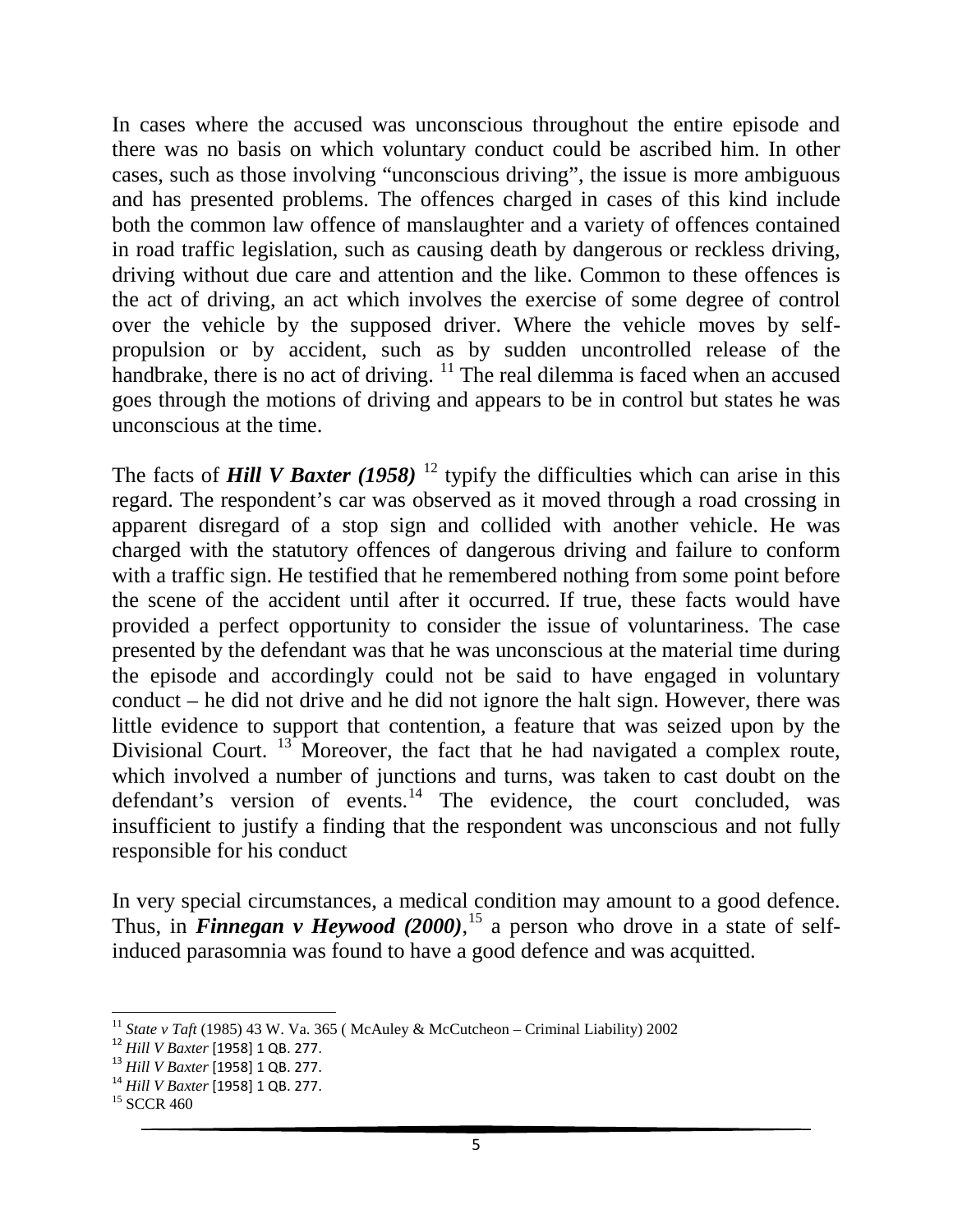In cases where the accused was unconscious throughout the entire episode and there was no basis on which voluntary conduct could be ascribed him. In other cases, such as those involving "unconscious driving", the issue is more ambiguous and has presented problems. The offences charged in cases of this kind include both the common law offence of manslaughter and a variety of offences contained in road traffic legislation, such as causing death by dangerous or reckless driving, driving without due care and attention and the like. Common to these offences is the act of driving, an act which involves the exercise of some degree of control over the vehicle by the supposed driver. Where the vehicle moves by self-propulsion or by accident, such as by sudden uncontrolled release of the handbrake, there is no act of driving. [11] The real dilemma is faced when an accused goes through the motions of driving and appears to be in control but states he was unconscious at the time.

The facts of ***Hill V Baxter (1958)*** [12] typify the difficulties which can arise in this regard. The respondent's car was observed as it moved through a road crossing in apparent disregard of a stop sign and collided with another vehicle. He was charged with the statutory offences of dangerous driving and failure to conform with a traffic sign. He testified that he remembered nothing from some point before the scene of the accident until after it occurred. If true, these facts would have provided a perfect opportunity to consider the issue of voluntariness. The case presented by the defendant was that he was unconscious at the material time during the episode and accordingly could not be said to have engaged in voluntary conduct – he did not drive and he did not ignore the halt sign. However, there was little evidence to support that contention, a feature that was seized upon by the Divisional Court. [13] Moreover, the fact that he had navigated a complex route, which involved a number of junctions and turns, was taken to cast doubt on the defendant's version of events.[14] The evidence, the court concluded, was insufficient to justify a finding that the respondent was unconscious and not fully responsible for his conduct

In very special circumstances, a medical condition may amount to a good defence. Thus, in ***Finnegan v Heywood (2000)***,[15] a person who drove in a state of self-induced parasomnia was found to have a good defence and was acquitted.

---

[11] *State v Taft* (1985) 43 W. Va. 365 ( McAuley & McCutcheon – Criminal Liability) 2002

[12] *Hill V Baxter* [1958] 1 QB. 277.

[13] *Hill V Baxter* [1958] 1 QB. 277.

[14] *Hill V Baxter* [1958] 1 QB. 277.

[15] SCCR 460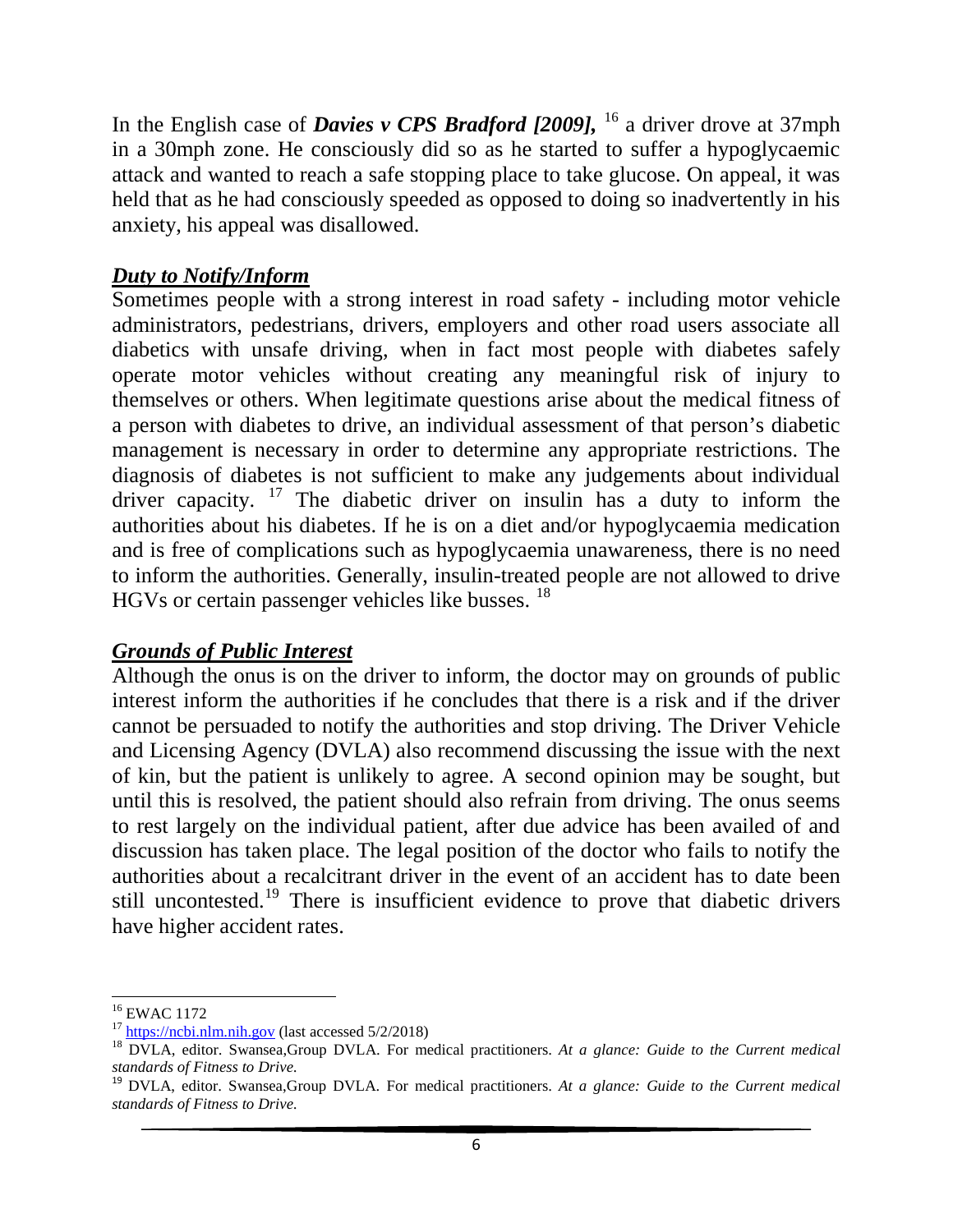In the English case of ***Davies v CPS Bradford [2009],*** [16] a driver drove at 37mph in a 30mph zone. He consciously did so as he started to suffer a hypoglycaemic attack and wanted to reach a safe stopping place to take glucose. On appeal, it was held that as he had consciously speeded as opposed to doing so inadvertently in his anxiety, his appeal was disallowed.

## *Duty to Notify/Inform*

Sometimes people with a strong interest in road safety - including motor vehicle administrators, pedestrians, drivers, employers and other road users associate all diabetics with unsafe driving, when in fact most people with diabetes safely operate motor vehicles without creating any meaningful risk of injury to themselves or others. When legitimate questions arise about the medical fitness of a person with diabetes to drive, an individual assessment of that person's diabetic management is necessary in order to determine any appropriate restrictions. The diagnosis of diabetes is not sufficient to make any judgements about individual driver capacity. [17] The diabetic driver on insulin has a duty to inform the authorities about his diabetes. If he is on a diet and/or hypoglycaemia medication and is free of complications such as hypoglycaemia unawareness, there is no need to inform the authorities. Generally, insulin-treated people are not allowed to drive HGVs or certain passenger vehicles like busses. [18]

## *Grounds of Public Interest*

Although the onus is on the driver to inform, the doctor may on grounds of public interest inform the authorities if he concludes that there is a risk and if the driver cannot be persuaded to notify the authorities and stop driving. The Driver Vehicle and Licensing Agency (DVLA) also recommend discussing the issue with the next of kin, but the patient is unlikely to agree. A second opinion may be sought, but until this is resolved, the patient should also refrain from driving. The onus seems to rest largely on the individual patient, after due advice has been availed of and discussion has taken place. The legal position of the doctor who fails to notify the authorities about a recalcitrant driver in the event of an accident has to date been still uncontested.[19] There is insufficient evidence to prove that diabetic drivers have higher accident rates.

---

[16] EWAC 1172

[17] https://ncbi.nlm.nih.gov (last accessed 5/2/2018)

[18] DVLA, editor. Swansea,Group DVLA. For medical practitioners. *At a glance: Guide to the Current medical standards of Fitness to Drive.*

[19] DVLA, editor. Swansea,Group DVLA. For medical practitioners. *At a glance: Guide to the Current medical standards of Fitness to Drive.*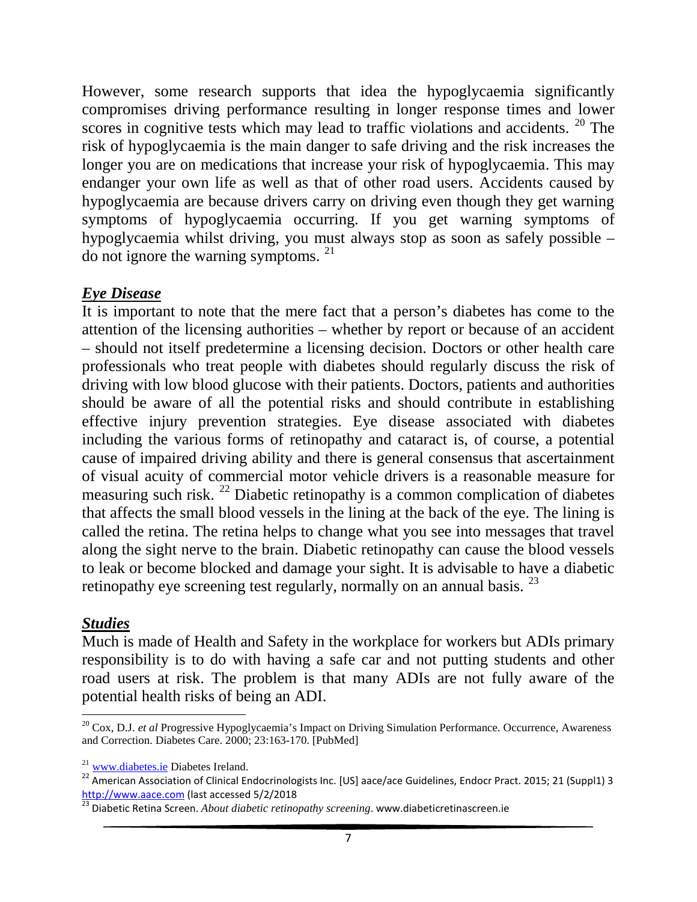However, some research supports that idea the hypoglycaemia significantly compromises driving performance resulting in longer response times and lower scores in cognitive tests which may lead to traffic violations and accidents. [20] The risk of hypoglycaemia is the main danger to safe driving and the risk increases the longer you are on medications that increase your risk of hypoglycaemia. This may endanger your own life as well as that of other road users. Accidents caused by hypoglycaemia are because drivers carry on driving even though they get warning symptoms of hypoglycaemia occurring. If you get warning symptoms of hypoglycaemia whilst driving, you must always stop as soon as safely possible – do not ignore the warning symptoms. [21]

## ***Eye Disease***

It is important to note that the mere fact that a person's diabetes has come to the attention of the licensing authorities – whether by report or because of an accident – should not itself predetermine a licensing decision. Doctors or other health care professionals who treat people with diabetes should regularly discuss the risk of driving with low blood glucose with their patients. Doctors, patients and authorities should be aware of all the potential risks and should contribute in establishing effective injury prevention strategies. Eye disease associated with diabetes including the various forms of retinopathy and cataract is, of course, a potential cause of impaired driving ability and there is general consensus that ascertainment of visual acuity of commercial motor vehicle drivers is a reasonable measure for measuring such risk. [22] Diabetic retinopathy is a common complication of diabetes that affects the small blood vessels in the lining at the back of the eye. The lining is called the retina. The retina helps to change what you see into messages that travel along the sight nerve to the brain. Diabetic retinopathy can cause the blood vessels to leak or become blocked and damage your sight. It is advisable to have a diabetic retinopathy eye screening test regularly, normally on an annual basis. [23]

## ***Studies***

Much is made of Health and Safety in the workplace for workers but ADIs primary responsibility is to do with having a safe car and not putting students and other road users at risk. The problem is that many ADIs are not fully aware of the potential health risks of being an ADI.

---

[20] Cox, D.J. *et al* Progressive Hypoglycaemia's Impact on Driving Simulation Performance. Occurrence, Awareness and Correction. Diabetes Care. 2000; 23:163-170. [PubMed]

[21] www.diabetes.ie Diabetes Ireland.

[22] American Association of Clinical Endocrinologists Inc. [US] aace/ace Guidelines, Endocr Pract. 2015; 21 (Suppl1) 3 http://www.aace.com (last accessed 5/2/2018

[23] Diabetic Retina Screen. *About diabetic retinopathy screening*. www.diabeticretinascreen.ie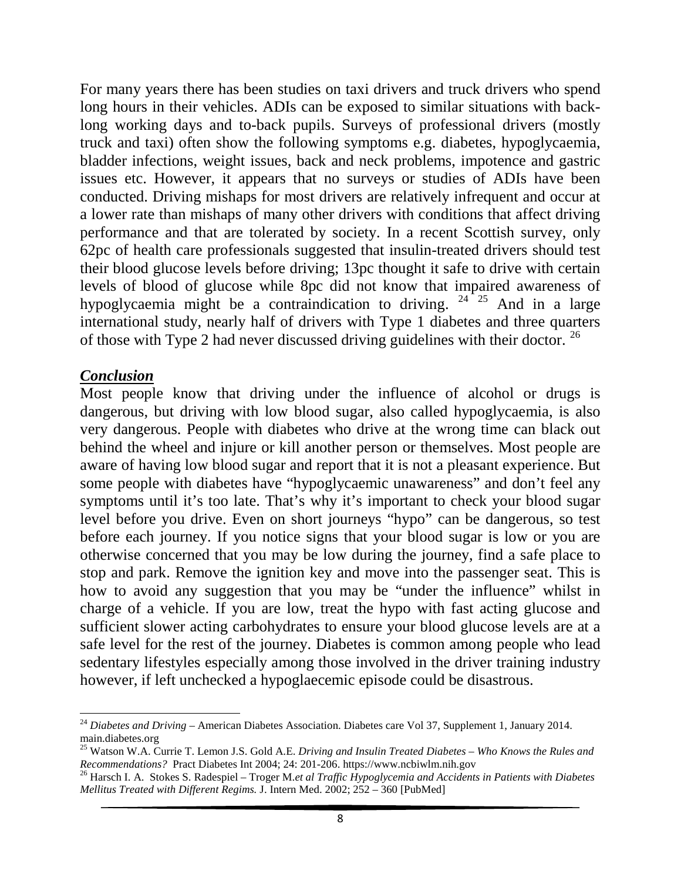For many years there has been studies on taxi drivers and truck drivers who spend long hours in their vehicles. ADIs can be exposed to similar situations with back-long working days and to-back pupils. Surveys of professional drivers (mostly truck and taxi) often show the following symptoms e.g. diabetes, hypoglycaemia, bladder infections, weight issues, back and neck problems, impotence and gastric issues etc. However, it appears that no surveys or studies of ADIs have been conducted. Driving mishaps for most drivers are relatively infrequent and occur at a lower rate than mishaps of many other drivers with conditions that affect driving performance and that are tolerated by society. In a recent Scottish survey, only 62pc of health care professionals suggested that insulin-treated drivers should test their blood glucose levels before driving; 13pc thought it safe to drive with certain levels of blood of glucose while 8pc did not know that impaired awareness of hypoglycaemia might be a contraindication to driving. [24] [25] And in a large international study, nearly half of drivers with Type 1 diabetes and three quarters of those with Type 2 had never discussed driving guidelines with their doctor. [26]

## ***Conclusion***

Most people know that driving under the influence of alcohol or drugs is dangerous, but driving with low blood sugar, also called hypoglycaemia, is also very dangerous. People with diabetes who drive at the wrong time can black out behind the wheel and injure or kill another person or themselves. Most people are aware of having low blood sugar and report that it is not a pleasant experience. But some people with diabetes have "hypoglycaemic unawareness" and don't feel any symptoms until it's too late. That's why it's important to check your blood sugar level before you drive. Even on short journeys "hypo" can be dangerous, so test before each journey. If you notice signs that your blood sugar is low or you are otherwise concerned that you may be low during the journey, find a safe place to stop and park. Remove the ignition key and move into the passenger seat. This is how to avoid any suggestion that you may be "under the influence" whilst in charge of a vehicle. If you are low, treat the hypo with fast acting glucose and sufficient slower acting carbohydrates to ensure your blood glucose levels are at a safe level for the rest of the journey. Diabetes is common among people who lead sedentary lifestyles especially among those involved in the driver training industry however, if left unchecked a hypoglaecemic episode could be disastrous.

---

[24] *Diabetes and Driving* – American Diabetes Association. Diabetes care Vol 37, Supplement 1, January 2014. main.diabetes.org

[25] Watson W.A. Currie T. Lemon J.S. Gold A.E. *Driving and Insulin Treated Diabetes – Who Knows the Rules and Recommendations?* Pract Diabetes Int 2004; 24: 201-206. https://www.ncbiwlm.nih.gov

[26] Harsch I. A. Stokes S. Radespiel – Troger M.*et al Traffic Hypoglycemia and Accidents in Patients with Diabetes Mellitus Treated with Different Regims.* J. Intern Med. 2002; 252 – 360 [PubMed]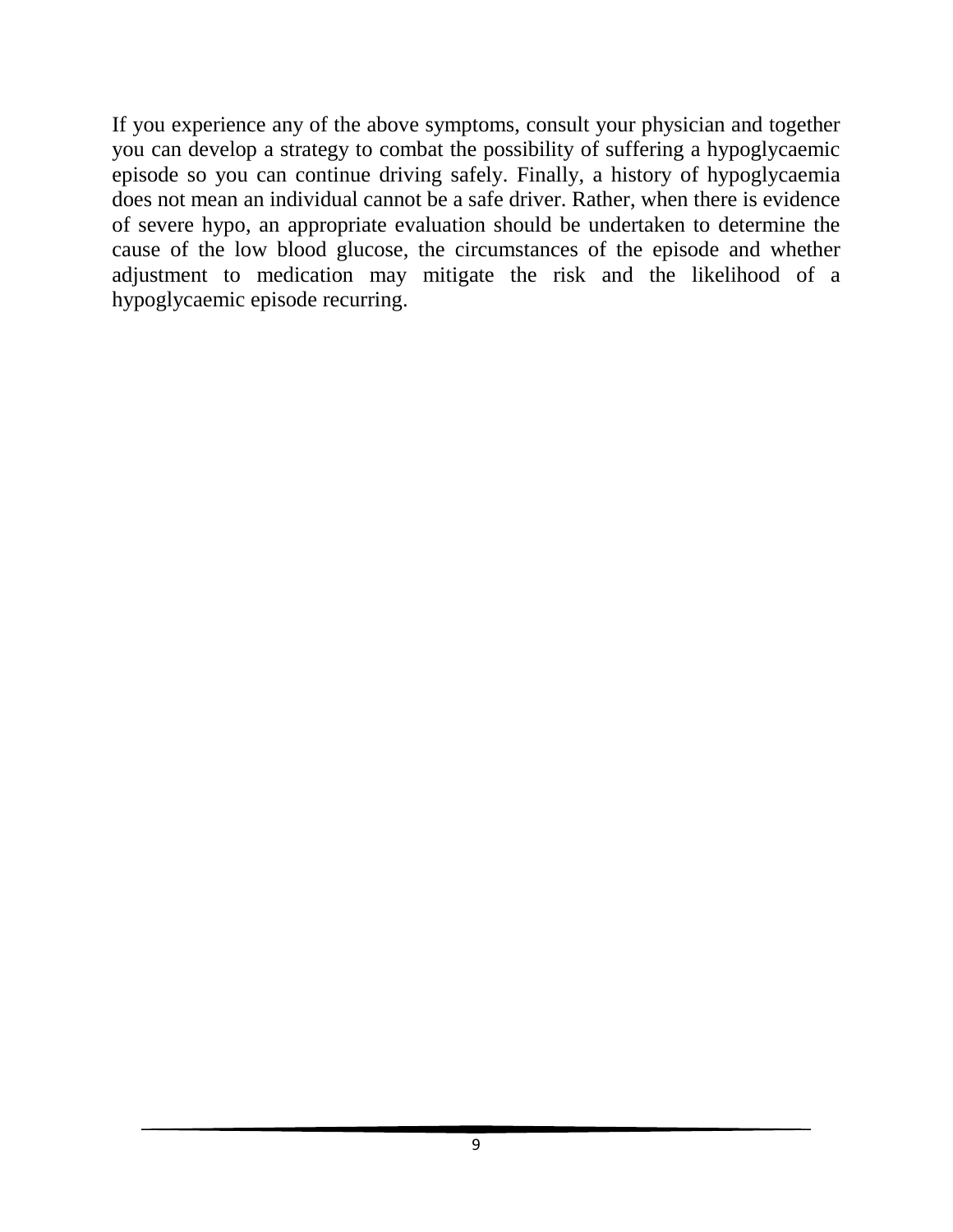If you experience any of the above symptoms, consult your physician and together you can develop a strategy to combat the possibility of suffering a hypoglycaemic episode so you can continue driving safely. Finally, a history of hypoglycaemia does not mean an individual cannot be a safe driver. Rather, when there is evidence of severe hypo, an appropriate evaluation should be undertaken to determine the cause of the low blood glucose, the circumstances of the episode and whether adjustment to medication may mitigate the risk and the likelihood of a hypoglycaemic episode recurring.